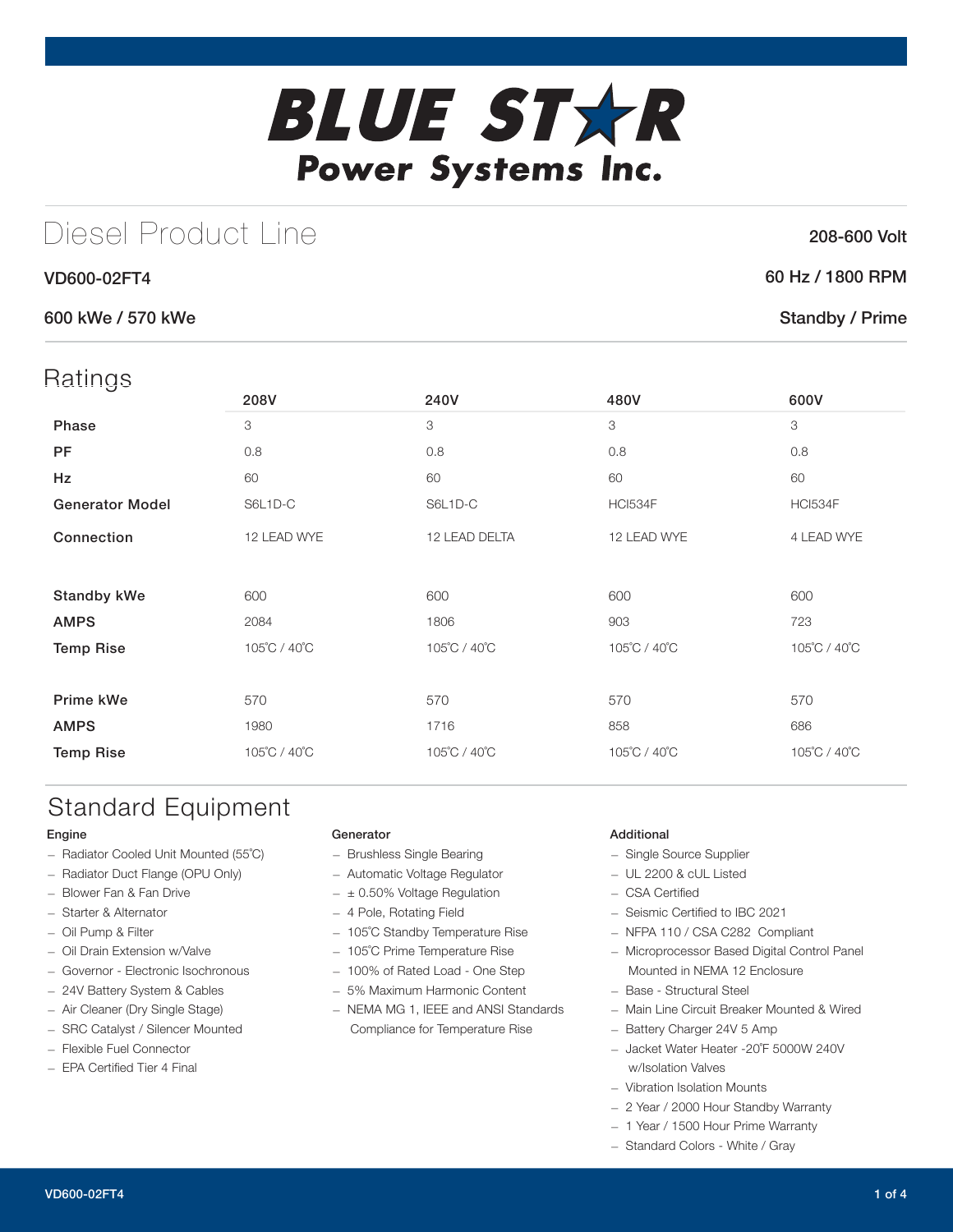# BLUE STAR

## Power Systems Inc.

# Diesel Product Line

**208-600 Volt**

**VD600-02FT4**

**60 Hz / 1800 RPM**

**600 kWe / 570 kWe**

**Standby / Prime**

## Ratings

| | 208V | 240V | 480V | 600V |
|---|---|---|---|---|
| **Phase** | 3 | 3 | 3 | 3 |
| **PF** | 0.8 | 0.8 | 0.8 | 0.8 |
| **Hz** | 60 | 60 | 60 | 60 |
| **Generator Model** | S6L1D-C | S6L1D-C | HCI534F | HCI534F |
| **Connection** | 12 LEAD WYE | 12 LEAD DELTA | 12 LEAD WYE | 4 LEAD WYE |
| **Standby kWe** | 600 | 600 | 600 | 600 |
| **AMPS** | 2084 | 1806 | 903 | 723 |
| **Temp Rise** | 105˚C / 40˚C | 105˚C / 40˚C | 105˚C / 40˚C | 105˚C / 40˚C |
| **Prime kWe** | 570 | 570 | 570 | 570 |
| **AMPS** | 1980 | 1716 | 858 | 686 |
| **Temp Rise** | 105˚C / 40˚C | 105˚C / 40˚C | 105˚C / 40˚C | 105˚C / 40˚C |

## Standard Equipment

### Engine

- Radiator Cooled Unit Mounted (55˚C)
- Radiator Duct Flange (OPU Only)
- Blower Fan & Fan Drive
- Starter & Alternator
- Oil Pump & Filter
- Oil Drain Extension w/Valve
- Governor - Electronic Isochronous
- 24V Battery System & Cables
- Air Cleaner (Dry Single Stage)
- SRC Catalyst / Silencer Mounted
- Flexible Fuel Connector
- EPA Certified Tier 4 Final

### Generator

- Brushless Single Bearing
- Automatic Voltage Regulator
- ± 0.50% Voltage Regulation
- 4 Pole, Rotating Field
- 105˚C Standby Temperature Rise
- 105˚C Prime Temperature Rise
- 100% of Rated Load - One Step
- 5% Maximum Harmonic Content
- NEMA MG 1, IEEE and ANSI Standards Compliance for Temperature Rise

### Additional

- Single Source Supplier
- UL 2200 & cUL Listed
- CSA Certified
- Seismic Certified to IBC 2021
- NFPA 110 / CSA C282 Compliant
- Microprocessor Based Digital Control Panel Mounted in NEMA 12 Enclosure
- Base - Structural Steel
- Main Line Circuit Breaker Mounted & Wired
- Battery Charger 24V 5 Amp
- Jacket Water Heater -20˚F 5000W 240V w/Isolation Valves
- Vibration Isolation Mounts
- 2 Year / 2000 Hour Standby Warranty
- 1 Year / 1500 Hour Prime Warranty
- Standard Colors - White / Gray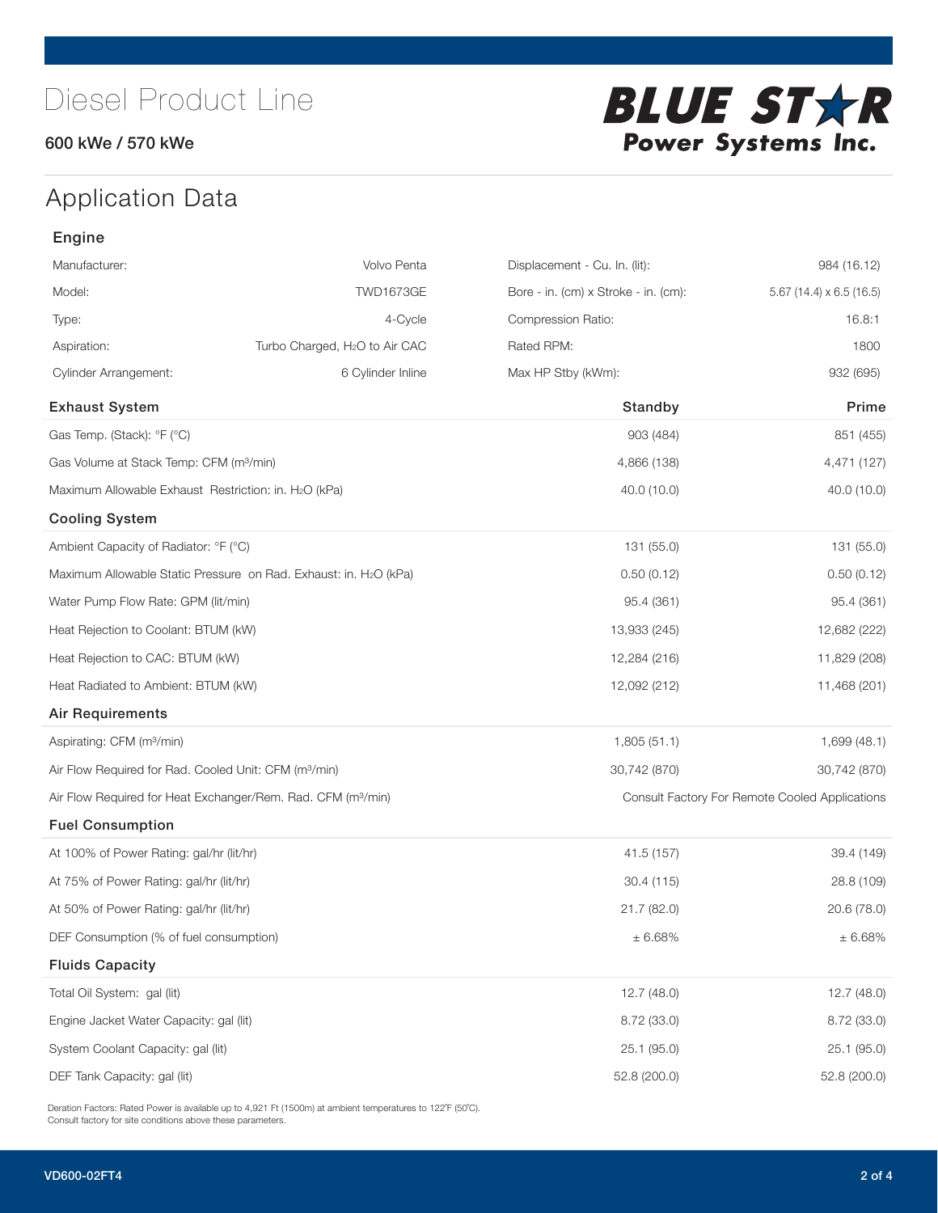# Diesel Product Line

600 kWe / 570 kWe

BLUE STAR Power Systems Inc.

## Application Data

### Engine

| | | | |
|---|---|---|---|
| Manufacturer: | Volvo Penta | Displacement - Cu. In. (lit): | 984 (16.12) |
| Model: | TWD1673GE | Bore - in. (cm) x Stroke - in. (cm): | 5.67 (14.4) x 6.5 (16.5) |
| Type: | 4-Cycle | Compression Ratio: | 16.8:1 |
| Aspiration: | Turbo Charged, $H_2O$ to Air CAC | Rated RPM: | 1800 |
| Cylinder Arrangement: | 6 Cylinder Inline | Max HP Stby (kWm): | 932 (695) |

| Exhaust System | Standby | Prime |
|---|---|---|
| Gas Temp. (Stack): °F (°C) | 903 (484) | 851 (455) |
| Gas Volume at Stack Temp: CFM ($m^3$/min) | 4,866 (138) | 4,471 (127) |
| Maximum Allowable Exhaust Restriction: in. $H_2O$ (kPa) | 40.0 (10.0) | 40.0 (10.0) |
| **Cooling System** | | |
| Ambient Capacity of Radiator: °F (°C) | 131 (55.0) | 131 (55.0) |
| Maximum Allowable Static Pressure on Rad. Exhaust: in. $H_2O$ (kPa) | 0.50 (0.12) | 0.50 (0.12) |
| Water Pump Flow Rate: GPM (lit/min) | 95.4 (361) | 95.4 (361) |
| Heat Rejection to Coolant: BTUM (kW) | 13,933 (245) | 12,682 (222) |
| Heat Rejection to CAC: BTUM (kW) | 12,284 (216) | 11,829 (208) |
| Heat Radiated to Ambient: BTUM (kW) | 12,092 (212) | 11,468 (201) |
| **Air Requirements** | | |
| Aspirating: CFM ($m^3$/min) | 1,805 (51.1) | 1,699 (48.1) |
| Air Flow Required for Rad. Cooled Unit: CFM ($m^3$/min) | 30,742 (870) | 30,742 (870) |
| Air Flow Required for Heat Exchanger/Rem. Rad. CFM ($m^3$/min) | Consult Factory For Remote Cooled Applications | |
| **Fuel Consumption** | | |
| At 100% of Power Rating: gal/hr (lit/hr) | 41.5 (157) | 39.4 (149) |
| At 75% of Power Rating: gal/hr (lit/hr) | 30.4 (115) | 28.8 (109) |
| At 50% of Power Rating: gal/hr (lit/hr) | 21.7 (82.0) | 20.6 (78.0) |
| DEF Consumption (% of fuel consumption) | ± 6.68% | ± 6.68% |
| **Fluids Capacity** | | |
| Total Oil System: gal (lit) | 12.7 (48.0) | 12.7 (48.0) |
| Engine Jacket Water Capacity: gal (lit) | 8.72 (33.0) | 8.72 (33.0) |
| System Coolant Capacity: gal (lit) | 25.1 (95.0) | 25.1 (95.0) |
| DEF Tank Capacity: gal (lit) | 52.8 (200.0) | 52.8 (200.0) |

Deration Factors: Rated Power is available up to 4,921 Ft (1500m) at ambient temperatures to 122°F (50°C).
Consult factory for site conditions above these parameters.

VD600-02FT4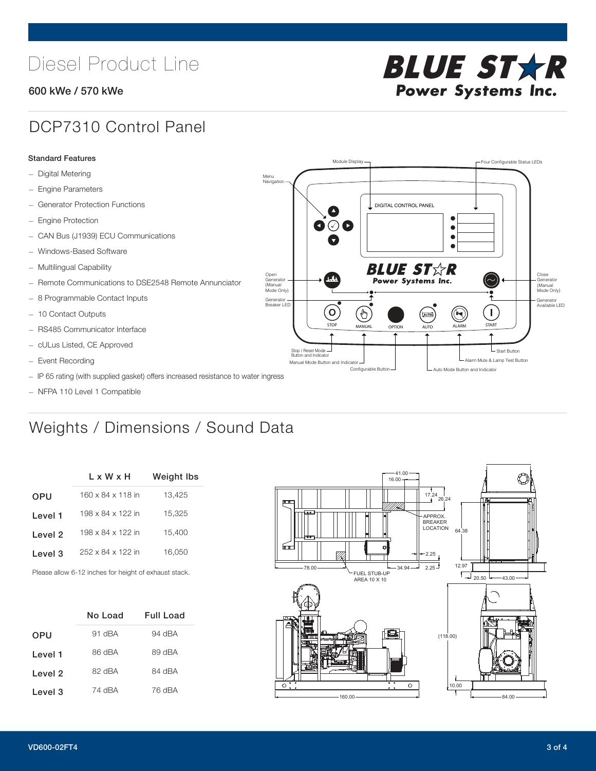# Diesel Product Line

**600 kWe / 570 kWe**

## DCP7310 Control Panel

**Standard Features**

- Digital Metering
- Engine Parameters
- Generator Protection Functions
- Engine Protection
- CAN Bus (J1939) ECU Communications
- Windows-Based Software
- Multilingual Capability
- Remote Communications to DSE2548 Remote Annunciator
- 8 Programmable Contact Inputs
- 10 Contact Outputs
- RS485 Communicator Interface
- cULus Listed, CE Approved
- Event Recording
- IP 65 rating (with supplied gasket) offers increased resistance to water ingress
- NFPA 110 Level 1 Compatible

## Weights / Dimensions / Sound Data

| | L x W x H | Weight lbs |
|---|---|---|
| OPU | 160 x 84 x 118 in | 13,425 |
| Level 1 | 198 x 84 x 122 in | 15,325 |
| Level 2 | 198 x 84 x 122 in | 15,400 |
| Level 3 | 252 x 84 x 122 in | 16,050 |

Please allow 6-12 inches for height of exhaust stack.

| | No Load | Full Load |
|---|---|---|
| OPU | 91 dBA | 94 dBA |
| Level 1 | 86 dBA | 89 dBA |
| Level 2 | 82 dBA | 84 dBA |
| Level 3 | 74 dBA | 76 dBA |

VD600-02FT4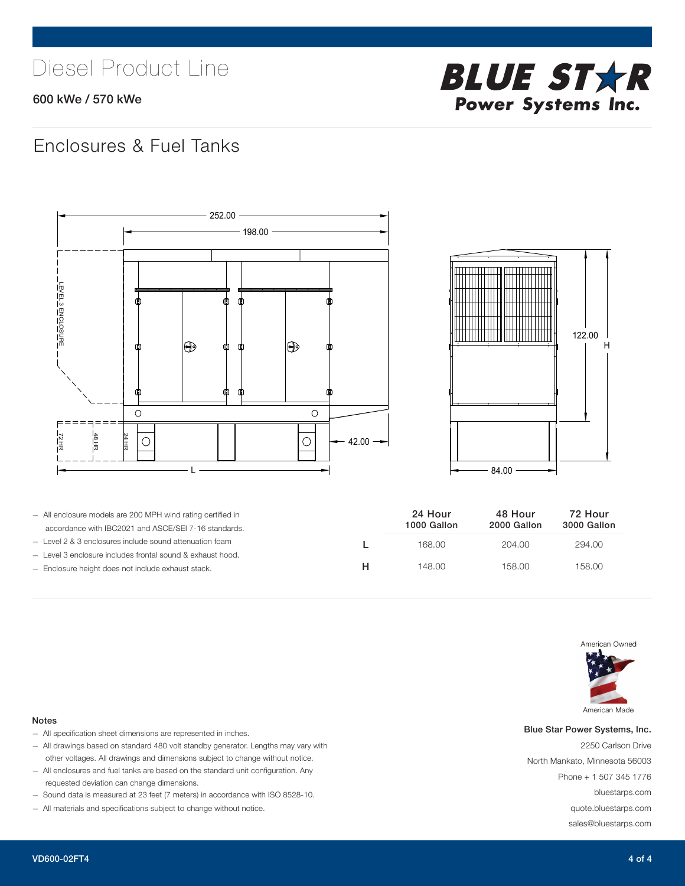# Diesel Product Line

600 kWe / 570 kWe

BLUE STAR Power Systems Inc.

## Enclosures & Fuel Tanks

252.00

198.00

LEVEL 3 ENCLOSURE

72 HR

48 HR

24 HR

42.00

L

122.00

H

84.00

- All enclosure models are 200 MPH wind rating certified in accordance with IBC2021 and ASCE/SEI 7-16 standards.
- Level 2 & 3 enclosures include sound attenuation foam
- Level 3 enclosure includes frontal sound & exhaust hood.
- Enclosure height does not include exhaust stack.

| | 24 Hour 1000 Gallon | 48 Hour 2000 Gallon | 72 Hour 3000 Gallon |
|---|---|---|---|
| L | 168.00 | 204.00 | 294.00 |
| H | 148.00 | 158.00 | 158.00 |

American Owned

American Made

### Notes

- All specification sheet dimensions are represented in inches.
- All drawings based on standard 480 volt standby generator. Lengths may vary with other voltages. All drawings and dimensions subject to change without notice.
- All enclosures and fuel tanks are based on the standard unit configuration. Any requested deviation can change dimensions.
- Sound data is measured at 23 feet (7 meters) in accordance with ISO 8528-10.
- All materials and specifications subject to change without notice.

**Blue Star Power Systems, Inc.**

2250 Carlson Drive

North Mankato, Minnesota 56003

Phone + 1 507 345 1776

bluestarps.com

quote.bluestarps.com

sales@bluestarps.com

VD600-02FT4